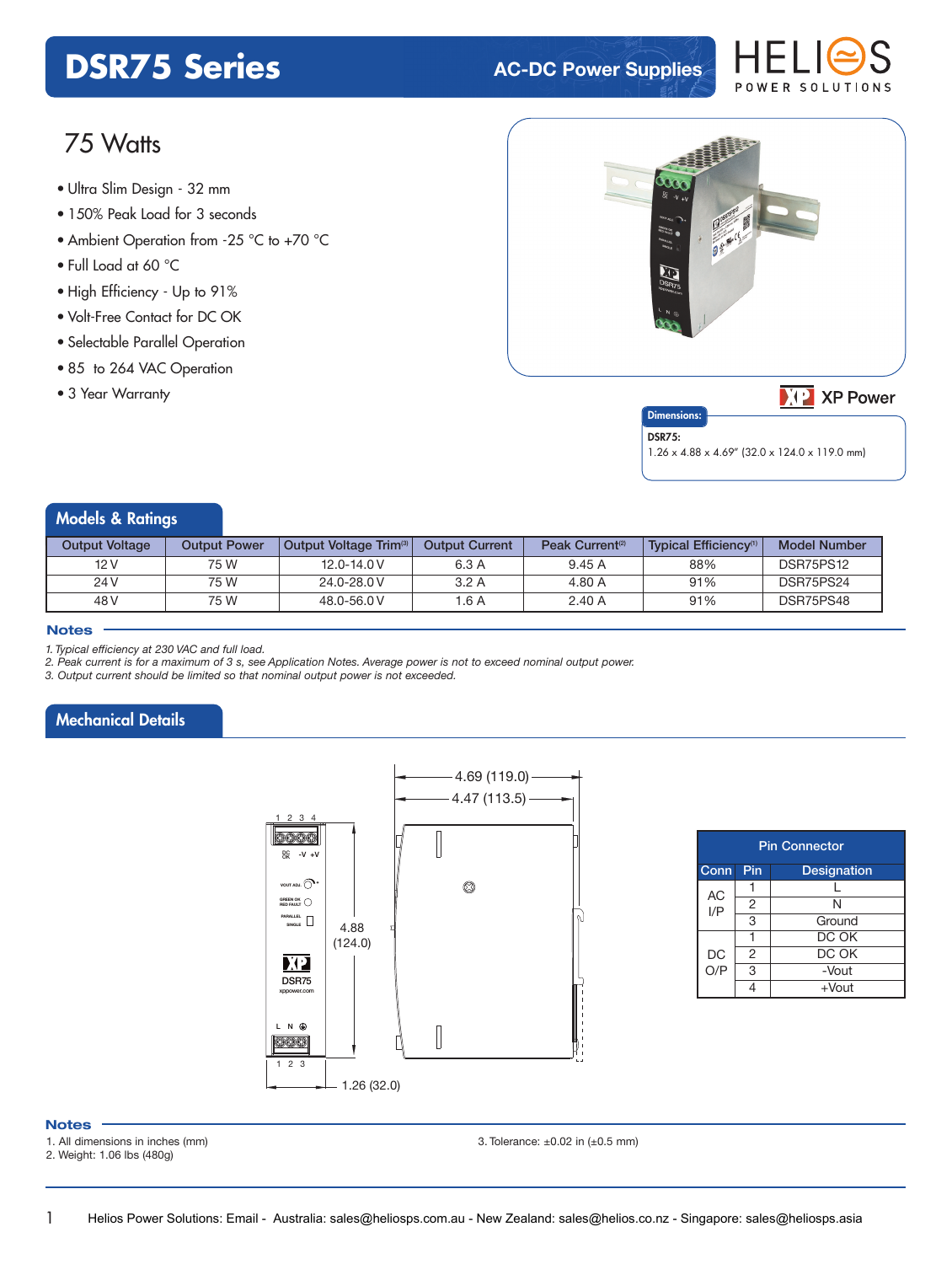# DSR75 Series

AC-DC Power Supplies

## 75 Watts

- Ultra Slim Design - 32 mm
- 150% Peak Load for 3 seconds
- Ambient Operation from -25 °C to +70 °C
- Full Load at 60 °C
- High Efficiency - Up to 91%
- Volt-Free Contact for DC OK
- Selectable Parallel Operation
- 85 to 264 VAC Operation
- 3 Year Warranty

**Dimensions:**

**DSR75:**
1.26 x 4.88 x 4.69" (32.0 x 124.0 x 119.0 mm)

## Models & Ratings

| Output Voltage | Output Power | Output Voltage Trim[3] | Output Current | Peak Current[2] | Typical Efficiency[1] | Model Number |
|---|---|---|---|---|---|---|
| 12 V | 75 W | 12.0-14.0 V | 6.3 A | 9.45 A | 88% | DSR75PS12 |
| 24 V | 75 W | 24.0-28.0 V | 3.2 A | 4.80 A | 91% | DSR75PS24 |
| 48 V | 75 W | 48.0-56.0 V | 1.6 A | 2.40 A | 91% | DSR75PS48 |

### Notes

*1. Typical efficiency at 230 VAC and full load.*
*2. Peak current is for a maximum of 3 s, see Application Notes. Average power is not to exceed nominal output power.*
*3. Output current should be limited so that nominal output power is not exceeded.*

## Mechanical Details

4.69 (119.0)
4.47 (113.5)
4.88 (124.0)
1.26 (32.0)

| Pin Connector | | |
|---|---|---|
| Conn | Pin | Designation |
| AC I/P | 1 | L |
| | 2 | N |
| | 3 | Ground |
| DC O/P | 1 | DC OK |
| | 2 | DC OK |
| | 3 | -Vout |
| | 4 | +Vout |

### Notes

1. All dimensions in inches (mm)
2. Weight: 1.06 lbs (480g)
3. Tolerance: ±0.02 in (±0.5 mm)

Helios Power Solutions: Email - Australia: sales@heliosps.com.au - New Zealand: sales@helios.co.nz - Singapore: sales@heliosps.asia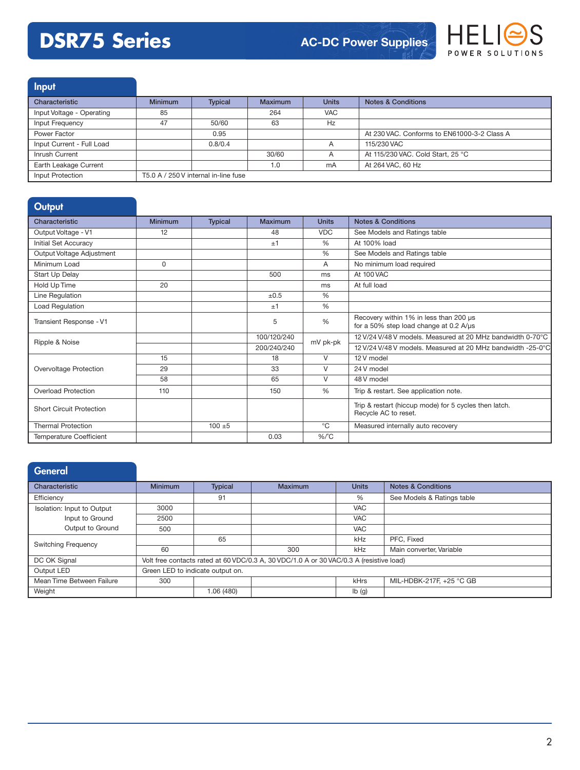# DSR75 Series

AC-DC Power Supplies

## Input

| Characteristic | Minimum | Typical | Maximum | Units | Notes & Conditions |
|---|---|---|---|---|---|
| Input Voltage - Operating | 85 | | 264 | VAC | |
| Input Frequency | 47 | 50/60 | 63 | Hz | |
| Power Factor | | 0.95 | | | At 230 VAC. Conforms to EN61000-3-2 Class A |
| Input Current - Full Load | | 0.8/0.4 | | A | 115/230 VAC |
| Inrush Current | | | 30/60 | A | At 115/230 VAC. Cold Start, 25 °C |
| Earth Leakage Current | | | 1.0 | mA | At 264 VAC, 60 Hz |
| Input Protection | T5.0 A / 250 V internal in-line fuse | | | | |

## Output

| Characteristic | Minimum | Typical | Maximum | Units | Notes & Conditions |
|---|---|---|---|---|---|
| Output Voltage - V1 | 12 | | 48 | VDC | See Models and Ratings table |
| Initial Set Accuracy | | | ±1 | % | At 100% load |
| Output Voltage Adjustment | | | | % | See Models and Ratings table |
| Minimum Load | 0 | | | A | No minimum load required |
| Start Up Delay | | | 500 | ms | At 100 VAC |
| Hold Up Time | 20 | | | ms | At full load |
| Line Regulation | | | ±0.5 | % | |
| Load Regulation | | | ±1 | % | |
| Transient Response - V1 | | | 5 | % | Recovery within 1% in less than 200 µs for a 50% step load change at 0.2 A/µs |
| Ripple & Noise | | | 100/120/240 | mV pk-pk | 12 V/24 V/48 V models. Measured at 20 MHz bandwidth 0-70°C |
| | | | 200/240/240 | | 12 V/24 V/48 V models. Measured at 20 MHz bandwidth -25-0°C |
| Overvoltage Protection | 15 | | 18 | V | 12 V model |
| | 29 | | 33 | V | 24 V model |
| | 58 | | 65 | V | 48 V model |
| Overload Protection | 110 | | 150 | % | Trip & restart. See application note. |
| Short Circuit Protection | | | | | Trip & restart (hiccup mode) for 5 cycles then latch. Recycle AC to reset. |
| Thermal Protection | | 100 ±5 | | °C | Measured internally auto recovery |
| Temperature Coefficient | | | 0.03 | %/°C | |

## General

| Characteristic | Minimum | Typical | Maximum | Units | Notes & Conditions |
|---|---|---|---|---|---|
| Efficiency | | 91 | | % | See Models & Ratings table |
| Isolation: Input to Output | 3000 | | | VAC | |
| Input to Ground | 2500 | | | VAC | |
| Output to Ground | 500 | | | VAC | |
| Switching Frequency | | 65 | | kHz | PFC, Fixed |
| | 60 | | 300 | kHz | Main converter, Variable |
| DC OK Signal | Volt free contacts rated at 60 VDC/0.3 A, 30 VDC/1.0 A or 30 VAC/0.3 A (resistive load) | | | | |
| Output LED | Green LED to indicate output on. | | | | |
| Mean Time Between Failure | 300 | | | kHrs | MIL-HDBK-217F, +25 °C GB |
| Weight | | 1.06 (480) | | lb (g) | |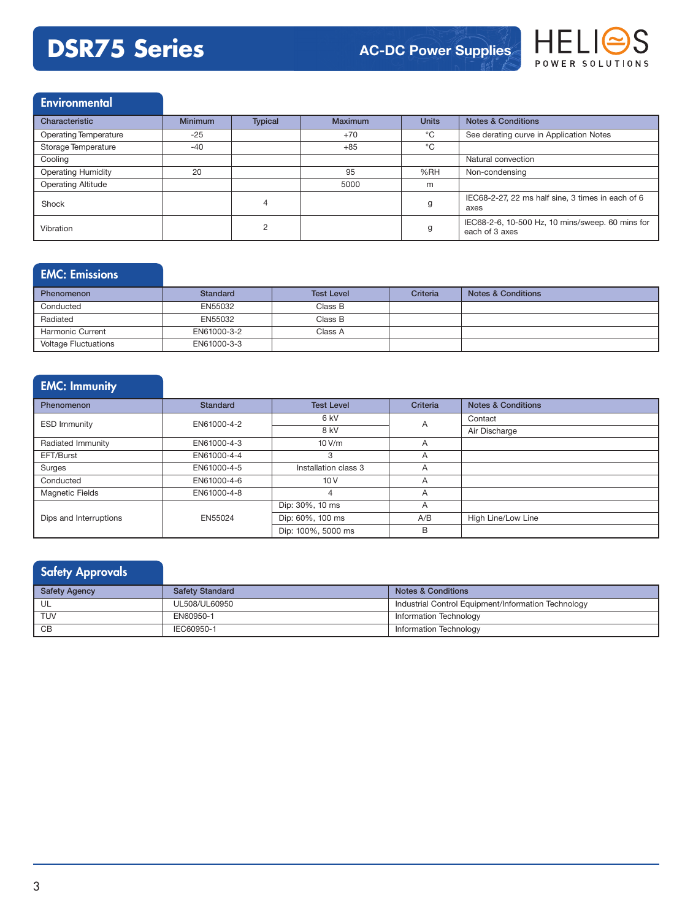## Environmental

| Characteristic | Minimum | Typical | Maximum | Units | Notes & Conditions |
|---|---|---|---|---|---|
| Operating Temperature | -25 | | +70 | °C | See derating curve in Application Notes |
| Storage Temperature | -40 | | +85 | °C | |
| Cooling | | | | | Natural convection |
| Operating Humidity | 20 | | 95 | %RH | Non-condensing |
| Operating Altitude | | | 5000 | m | |
| Shock | | 4 | | g | IEC68-2-27, 22 ms half sine, 3 times in each of 6 axes |
| Vibration | | 2 | | g | IEC68-2-6, 10-500 Hz, 10 mins/sweep. 60 mins for each of 3 axes |

## EMC: Emissions

| Phenomenon | Standard | Test Level | Criteria | Notes & Conditions |
|---|---|---|---|---|
| Conducted | EN55032 | Class B | | |
| Radiated | EN55032 | Class B | | |
| Harmonic Current | EN61000-3-2 | Class A | | |
| Voltage Fluctuations | EN61000-3-3 | | | |

## EMC: Immunity

| Phenomenon | Standard | Test Level | Criteria | Notes & Conditions |
|---|---|---|---|---|
| ESD Immunity | EN61000-4-2 | 6 kV | A | Contact |
| | | 8 kV | | Air Discharge |
| Radiated Immunity | EN61000-4-3 | 10 V/m | A | |
| EFT/Burst | EN61000-4-4 | 3 | A | |
| Surges | EN61000-4-5 | Installation class 3 | A | |
| Conducted | EN61000-4-6 | 10 V | A | |
| Magnetic Fields | EN61000-4-8 | 4 | A | |
| Dips and Interruptions | EN55024 | Dip: 30%, 10 ms | A | |
| | | Dip: 60%, 100 ms | A/B | High Line/Low Line |
| | | Dip: 100%, 5000 ms | B | |

## Safety Approvals

| Safety Agency | Safety Standard | Notes & Conditions |
|---|---|---|
| UL | UL508/UL60950 | Industrial Control Equipment/Information Technology |
| TUV | EN60950-1 | Information Technology |
| CB | IEC60950-1 | Information Technology |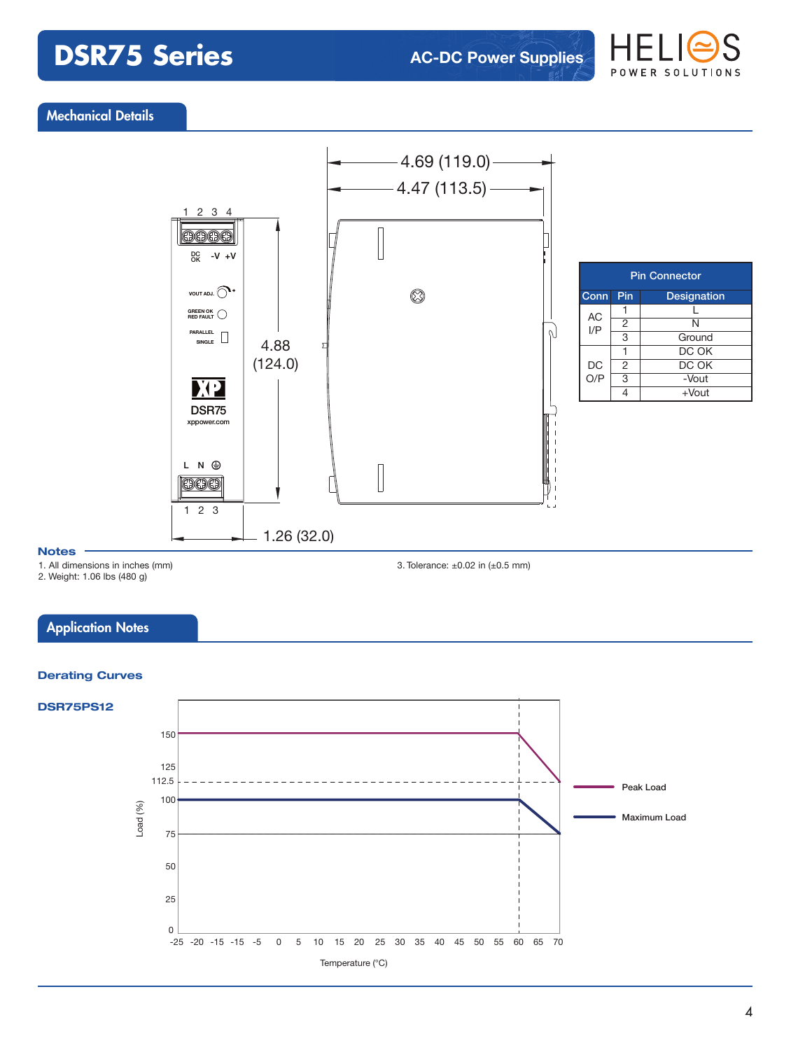## Mechanical Details

| Pin Connector | | |
|---|---|---|
| Conn | Pin | Designation |
| AC I/P | 1 | L |
| | 2 | N |
| | 3 | Ground |
| DC O/P | 1 | DC OK |
| | 2 | DC OK |
| | 3 | -Vout |
| | 4 | +Vout |

### Notes

1. All dimensions in inches (mm)
2. Weight: 1.06 lbs (480 g)
3. Tolerance: ±0.02 in (±0.5 mm)

## Application Notes

### Derating Curves

**DSR75PS12**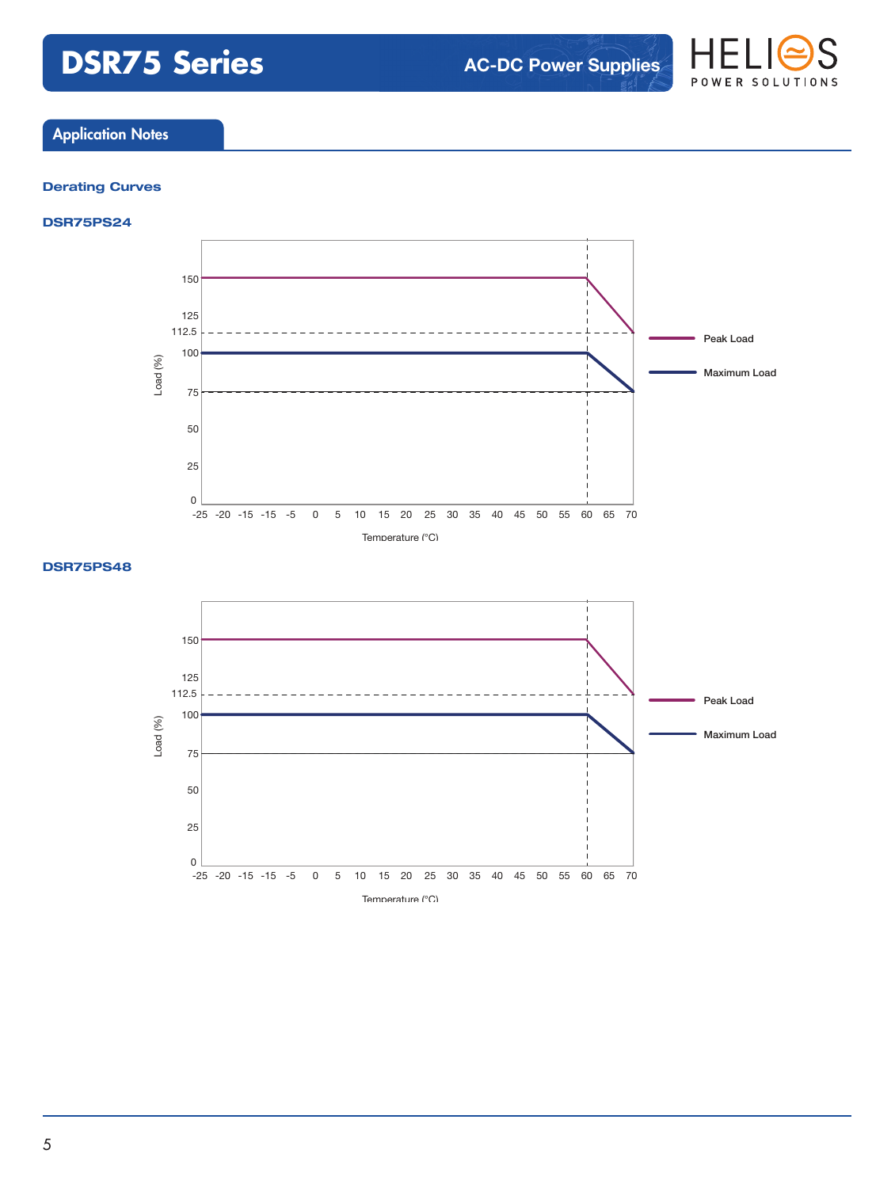## Application Notes

### Derating Curves

#### DSR75PS24

Load (%)

150, 125, 112.5, 100, 75, 50, 25, 0

-25 -20 -15 -15 -5 0 5 10 15 20 25 30 35 40 45 50 55 60 65 70

Temperature (°C)

Peak Load

Maximum Load

#### DSR75PS48

Load (%)

150, 125, 112.5, 100, 75, 50, 25, 0

-25 -20 -15 -15 -5 0 5 10 15 20 25 30 35 40 45 50 55 60 65 70

Temperature (°C)

Peak Load

Maximum Load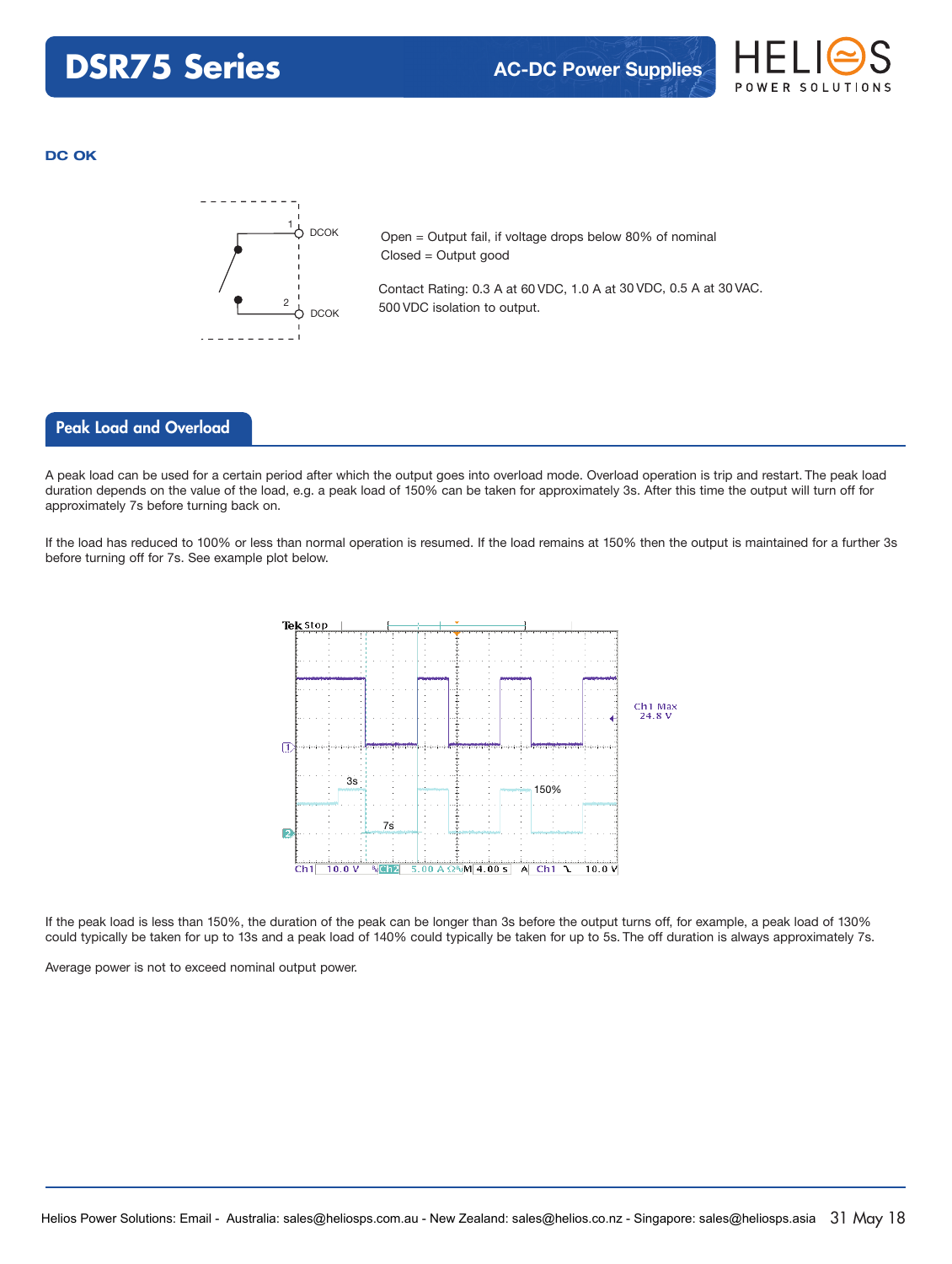## DC OK

1 DCOK

2 DCOK

Open = Output fail, if voltage drops below 80% of nominal
Closed = Output good

Contact Rating: 0.3 A at 60 VDC, 1.0 A at 30 VDC, 0.5 A at 30 VAC.
500 VDC isolation to output.

## Peak Load and Overload

A peak load can be used for a certain period after which the output goes into overload mode. Overload operation is trip and restart. The peak load duration depends on the value of the load, e.g. a peak load of 150% can be taken for approximately 3s. After this time the output will turn off for approximately 7s before turning back on.

If the load has reduced to 100% or less than normal operation is resumed. If the load remains at 150% then the output is maintained for a further 3s before turning off for 7s. See example plot below.

Tek Stop

Ch1 Max
24.8 V

3s

7s

150%

Ch1 10.0 V Ch2 5.00 A Ω M 4.00 s A Ch1 10.0 V

If the peak load is less than 150%, the duration of the peak can be longer than 3s before the output turns off, for example, a peak load of 130% could typically be taken for up to 13s and a peak load of 140% could typically be taken for up to 5s. The off duration is always approximately 7s.

Average power is not to exceed nominal output power.